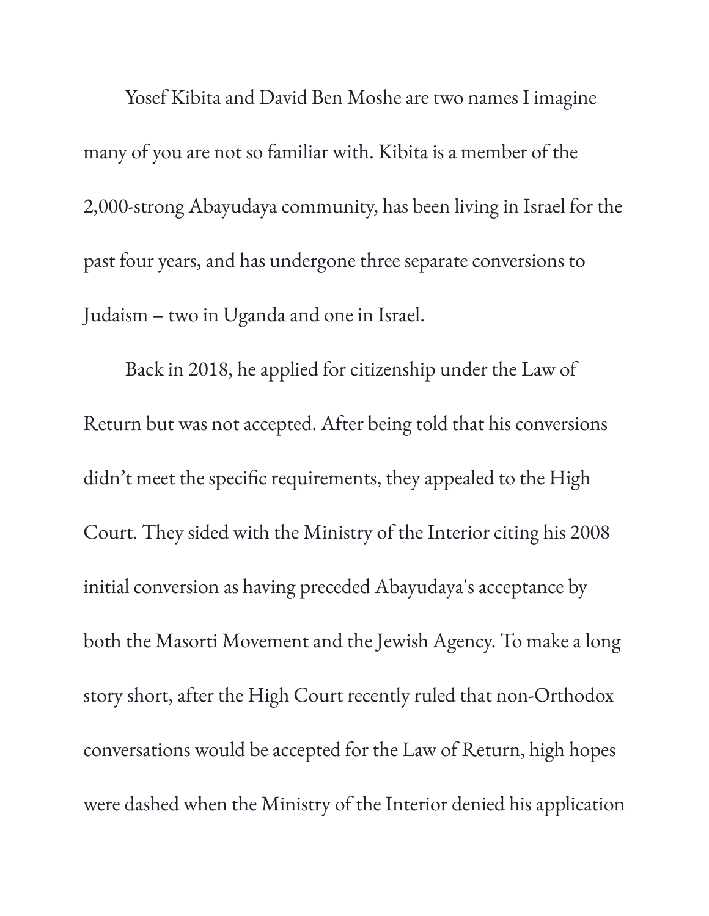Yosef Kibita and David Ben Moshe are two names I imagine many of you are not so familiar with. Kibita is a member of the 2,000-strong Abayudaya community, has been living in Israel for the past four years, and has undergone three separate conversions to Judaism – two in Uganda and one in Israel.

Back in 2018, he applied for citizenship under the Law of Return but was not accepted. After being told that his conversions didn't meet the specific requirements, they appealed to the High Court. They sided with the Ministry of the Interior citing his 2008 initial conversion as having preceded Abayudaya's acceptance by both the Masorti Movement and the Jewish Agency. To make a long story short, after the High Court recently ruled that non-Orthodox conversations would be accepted for the Law of Return, high hopes were dashed when the Ministry of the Interior denied his application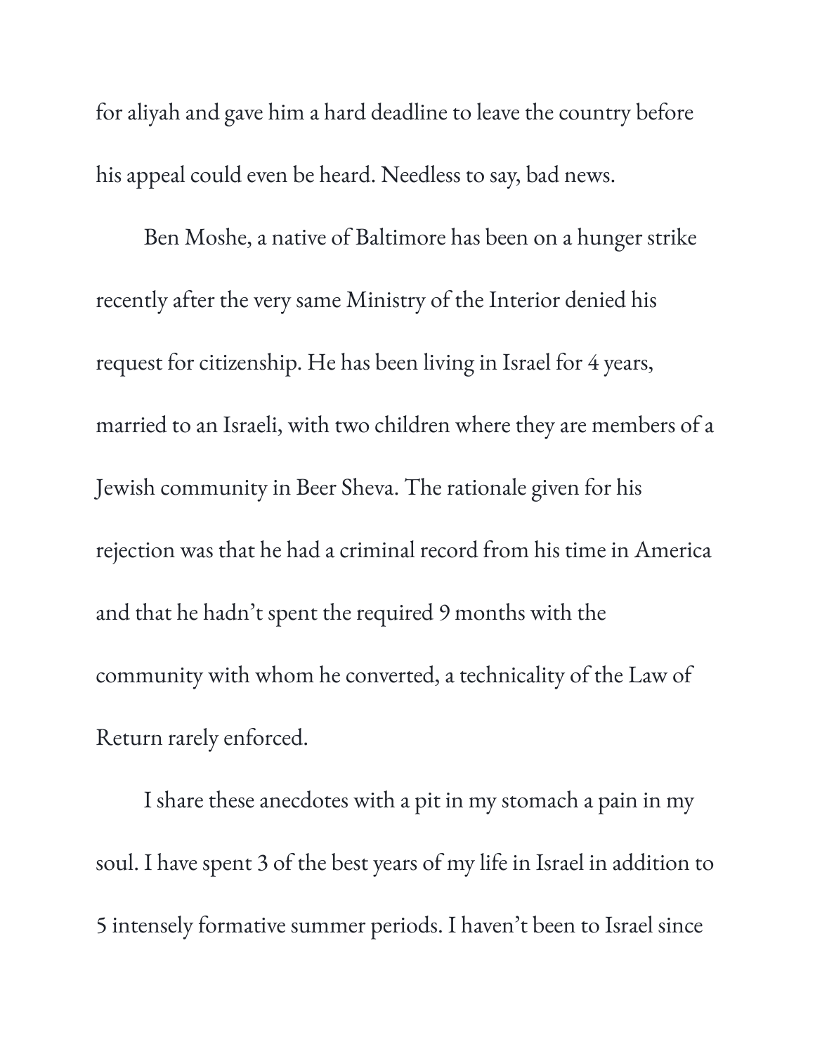for aliyah and gave him a hard deadline to leave the country before his appeal could even be heard. Needless to say, bad news.

Ben Moshe, a native of Baltimore has been on a hunger strike recently after the very same Ministry of the Interior denied his request for citizenship. He has been living in Israel for 4 years, married to an Israeli, with two children where they are members of a Jewish community in Beer Sheva. The rationale given for his rejection was that he had a criminal record from his time in America and that he hadn't spent the required 9 months with the community with whom he converted, a technicality of the Law of Return rarely enforced.

I share these anecdotes with a pit in my stomach a pain in my soul. I have spent 3 of the best years of my life in Israel in addition to 5 intensely formative summer periods. I haven't been to Israel since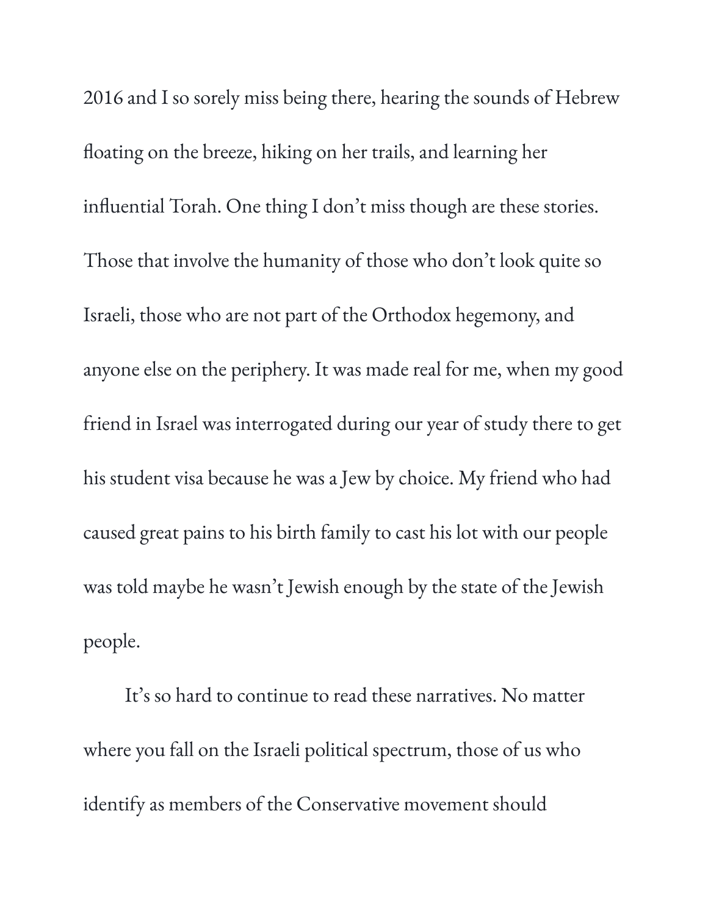2016 and I so sorely miss being there, hearing the sounds of Hebrew floating on the breeze, hiking on her trails, and learning her influential Torah. One thing I don't miss though are these stories. Those that involve the humanity of those who don't look quite so Israeli, those who are not part of the Orthodox hegemony, and anyone else on the periphery. It was made real for me, when my good friend in Israel was interrogated during our year of study there to get his student visa because he was a Jew by choice. My friend who had caused great pains to his birth family to cast his lot with our people was told maybe he wasn't Jewish enough by the state of the Jewish people.

It's so hard to continue to read these narratives. No matter where you fall on the Israeli political spectrum, those of us who identify as members of the Conservative movement should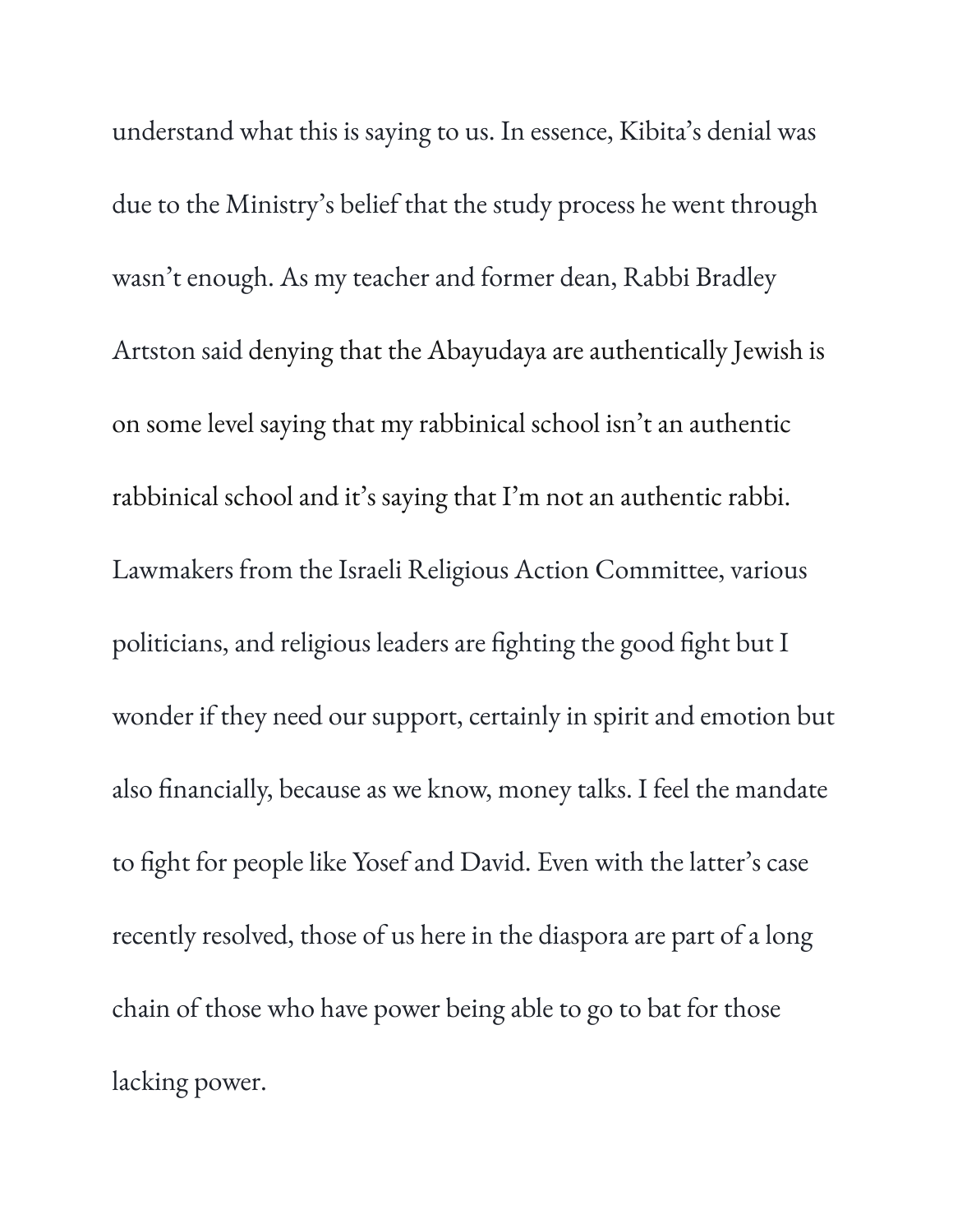understand what this is saying to us. In essence, Kibita's denial was due to the Ministry's belief that the study process he went through wasn't enough. As my teacher and former dean, Rabbi Bradley Artston said denying that the Abayudaya are authentically Jewish is on some level saying that my rabbinical school isn't an authentic rabbinical school and it's saying that I'm not an authentic rabbi. Lawmakers from the Israeli Religious Action Committee, various politicians, and religious leaders are fighting the good fight but I wonder if they need our support, certainly in spirit and emotion but also financially, because as we know, money talks. I feel the mandate to fight for people like Yosef and David. Even with the latter's case recently resolved, those of us here in the diaspora are part of a long chain of those who have power being able to go to bat for those lacking power.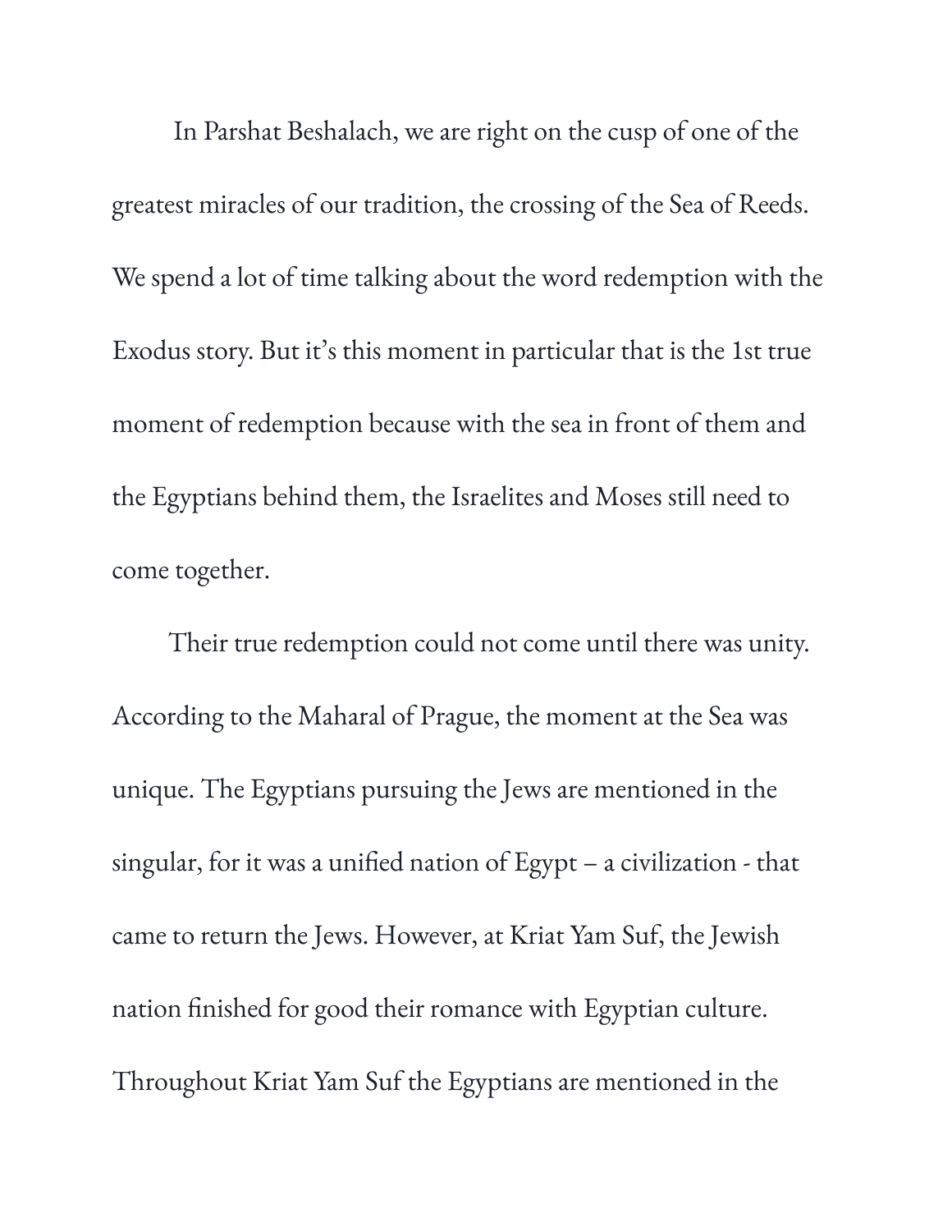In Parshat Beshalach, we are right on the cusp of one of the greatest miracles of our tradition, the crossing of the Sea of Reeds. We spend a lot of time talking about the word redemption with the Exodus story. But it's this moment in particular that is the 1st true moment of redemption because with the sea in front of them and the Egyptians behind them, the Israelites and Moses still need to come together.

Their true redemption could not come until there was unity. According to the Maharal of Prague, the moment at the Sea was unique. The Egyptians pursuing the Jews are mentioned in the singular, for it was a unified nation of Egypt – a civilization - that came to return the Jews. However, at Kriat Yam Suf, the Jewish nation finished for good their romance with Egyptian culture. Throughout Kriat Yam Suf the Egyptians are mentioned in the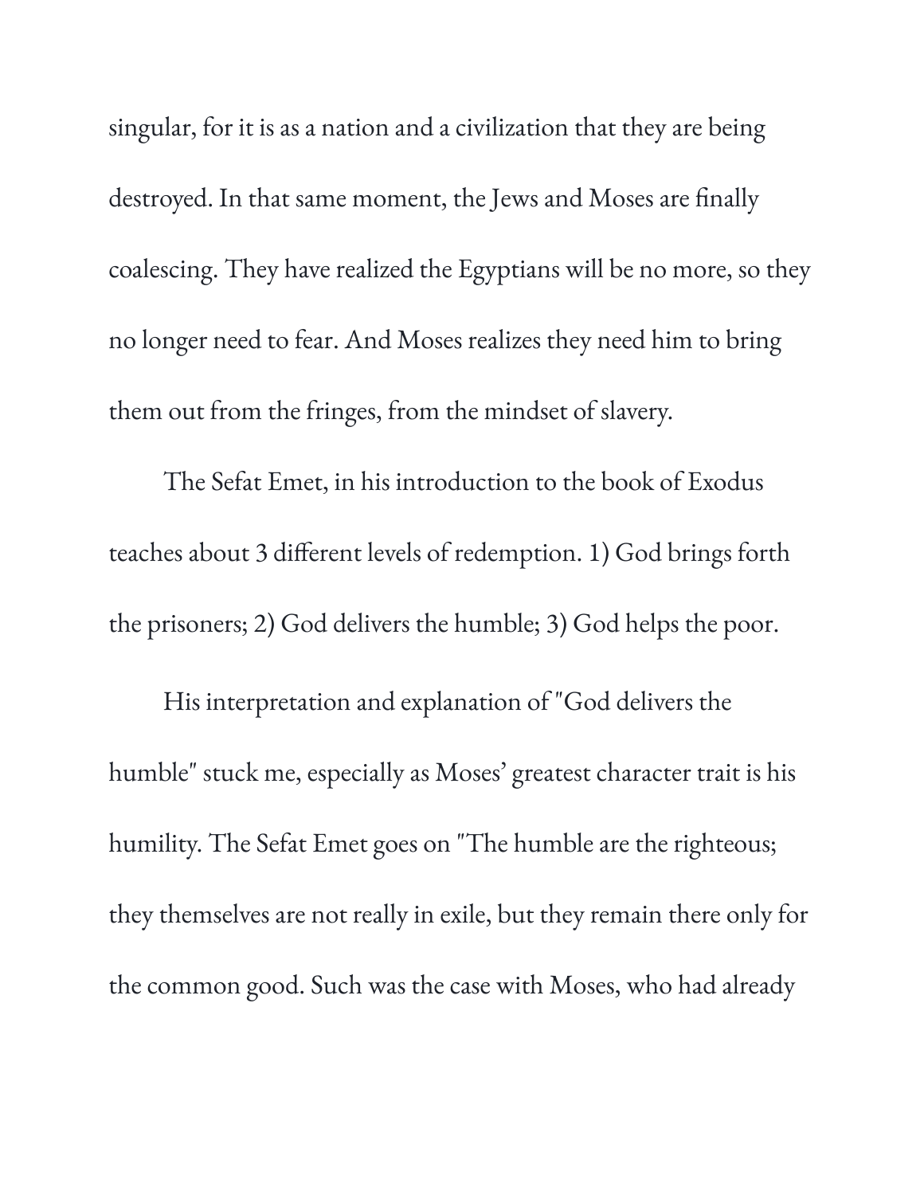singular, for it is as a nation and a civilization that they are being destroyed. In that same moment, the Jews and Moses are finally coalescing. They have realized the Egyptians will be no more, so they no longer need to fear. And Moses realizes they need him to bring them out from the fringes, from the mindset of slavery.

The Sefat Emet, in his introduction to the book of Exodus teaches about 3 different levels of redemption. 1) God brings forth the prisoners; 2) God delivers the humble; 3) God helps the poor.

His interpretation and explanation of "God delivers the humble" stuck me, especially as Moses' greatest character trait is his humility. The Sefat Emet goes on "The humble are the righteous; they themselves are not really in exile, but they remain there only for the common good. Such was the case with Moses, who had already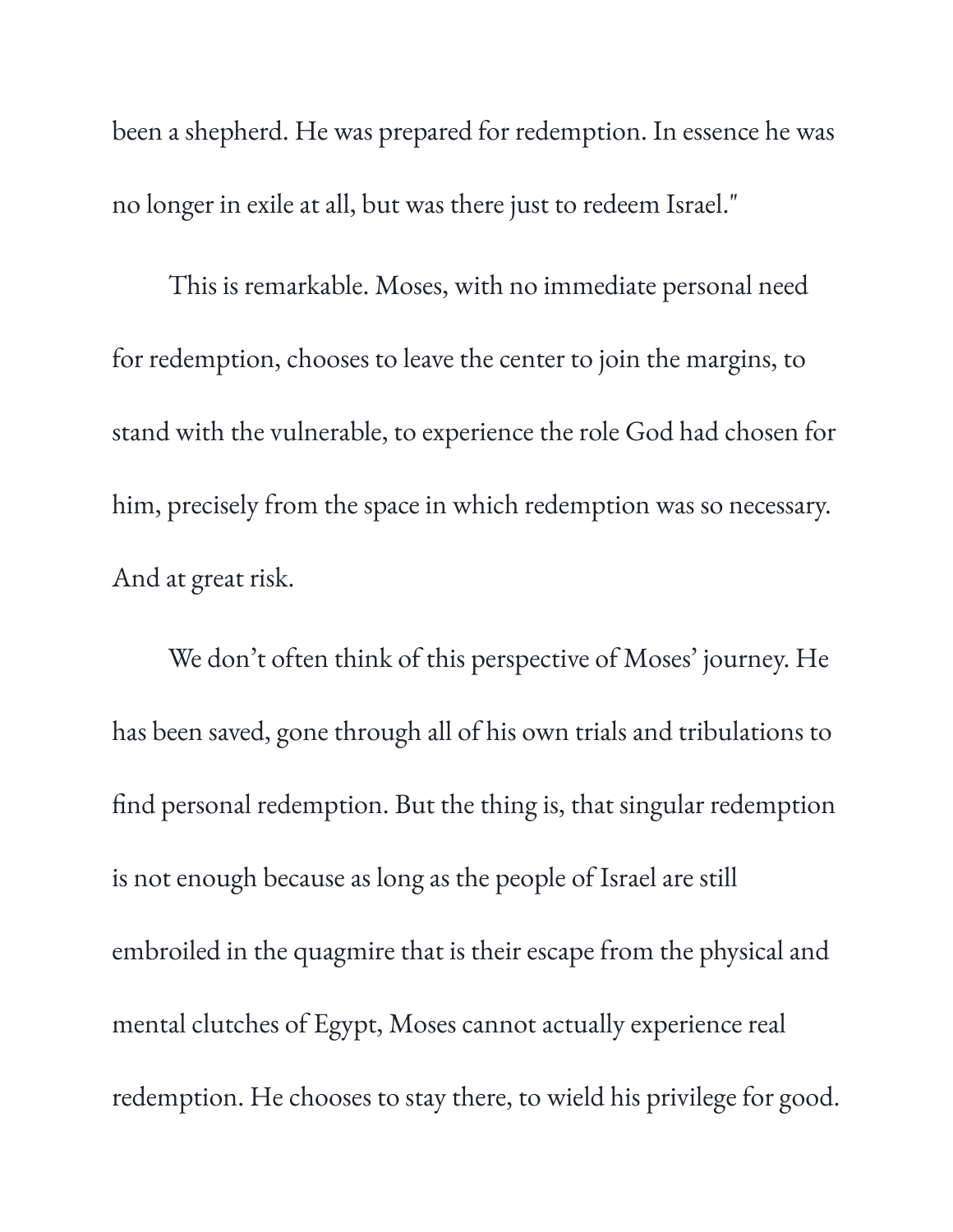been a shepherd. He was prepared for redemption. In essence he was no longer in exile at all, but was there just to redeem Israel."

This is remarkable. Moses, with no immediate personal need for redemption, chooses to leave the center to join the margins, to stand with the vulnerable, to experience the role God had chosen for him, precisely from the space in which redemption was so necessary. And at great risk.

We don't often think of this perspective of Moses' journey. He has been saved, gone through all of his own trials and tribulations to find personal redemption. But the thing is, that singular redemption is not enough because as long as the people of Israel are still embroiled in the quagmire that is their escape from the physical and mental clutches of Egypt, Moses cannot actually experience real redemption. He chooses to stay there, to wield his privilege for good.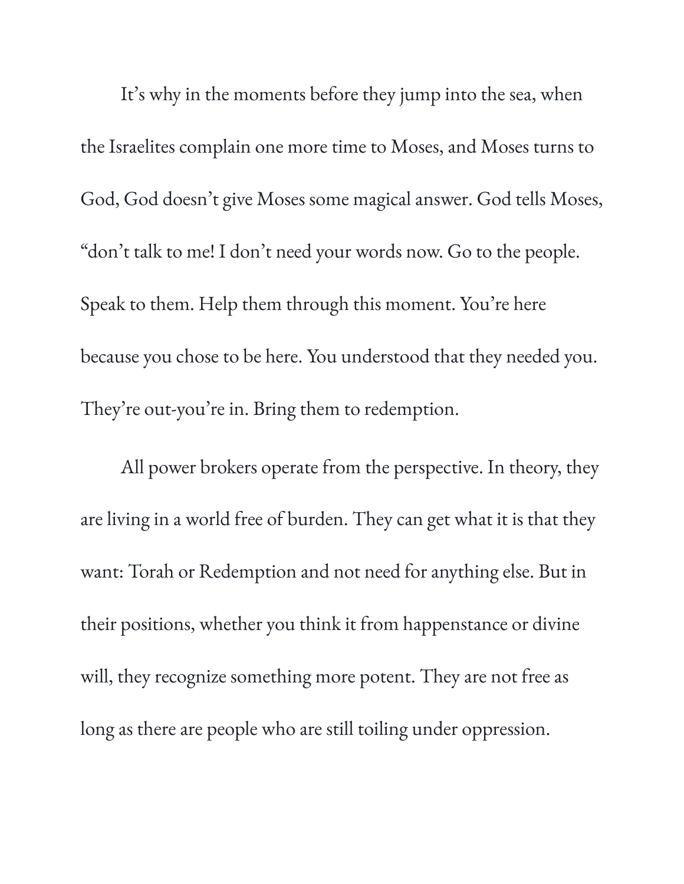It's why in the moments before they jump into the sea, when the Israelites complain one more time to Moses, and Moses turns to God, God doesn't give Moses some magical answer. God tells Moses, "don't talk to me! I don't need your words now. Go to the people. Speak to them. Help them through this moment. You're here because you chose to be here. You understood that they needed you. They're out-you're in. Bring them to redemption.

All power brokers operate from the perspective. In theory, they are living in a world free of burden. They can get what it is that they want: Torah or Redemption and not need for anything else. But in their positions, whether you think it from happenstance or divine will, they recognize something more potent. They are not free as long as there are people who are still toiling under oppression.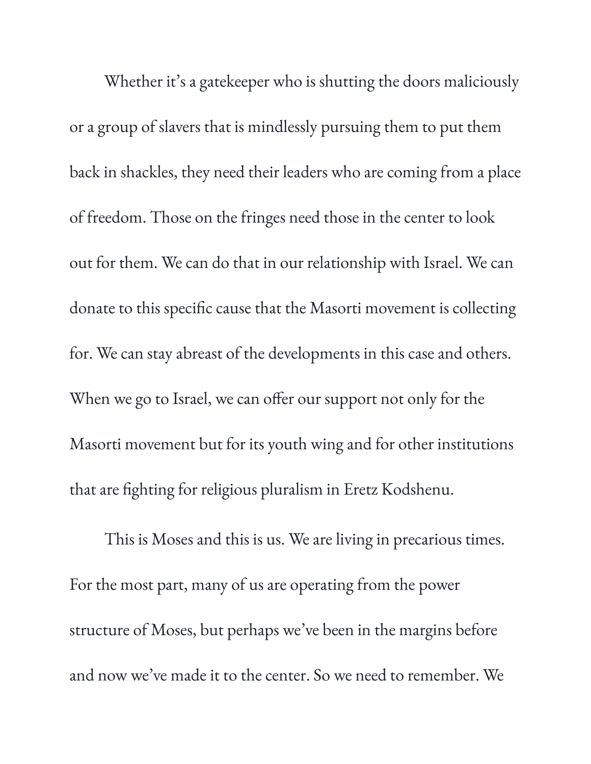Whether it's a gatekeeper who is shutting the doors maliciously or a group of slavers that is mindlessly pursuing them to put them back in shackles, they need their leaders who are coming from a place of freedom. Those on the fringes need those in the center to look out for them. We can do that in our relationship with Israel. We can donate to this specific cause that the Masorti movement is collecting for. We can stay abreast of the developments in this case and others. When we go to Israel, we can offer our support not only for the Masorti movement but for its youth wing and for other institutions that are fighting for religious pluralism in Eretz Kodshenu.

This is Moses and this is us. We are living in precarious times. For the most part, many of us are operating from the power structure of Moses, but perhaps we've been in the margins before and now we've made it to the center. So we need to remember. We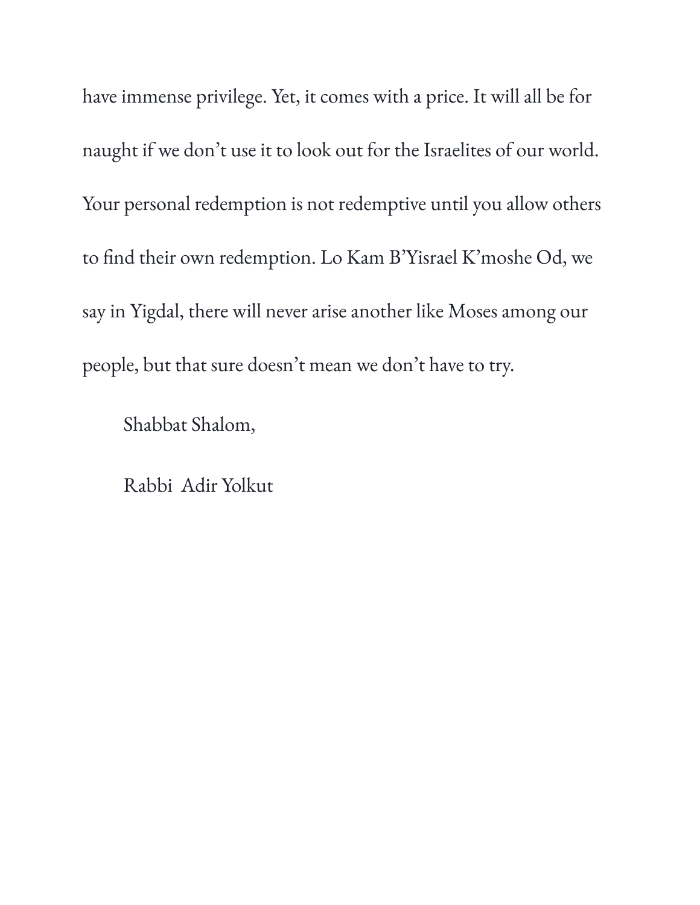have immense privilege. Yet, it comes with a price. It will all be for naught if we don't use it to look out for the Israelites of our world. Your personal redemption is not redemptive until you allow others to find their own redemption. Lo Kam B'Yisrael K'moshe Od, we say in Yigdal, there will never arise another like Moses among our people, but that sure doesn't mean we don't have to try.

Shabbat Shalom,

Rabbi Adir Yolkut